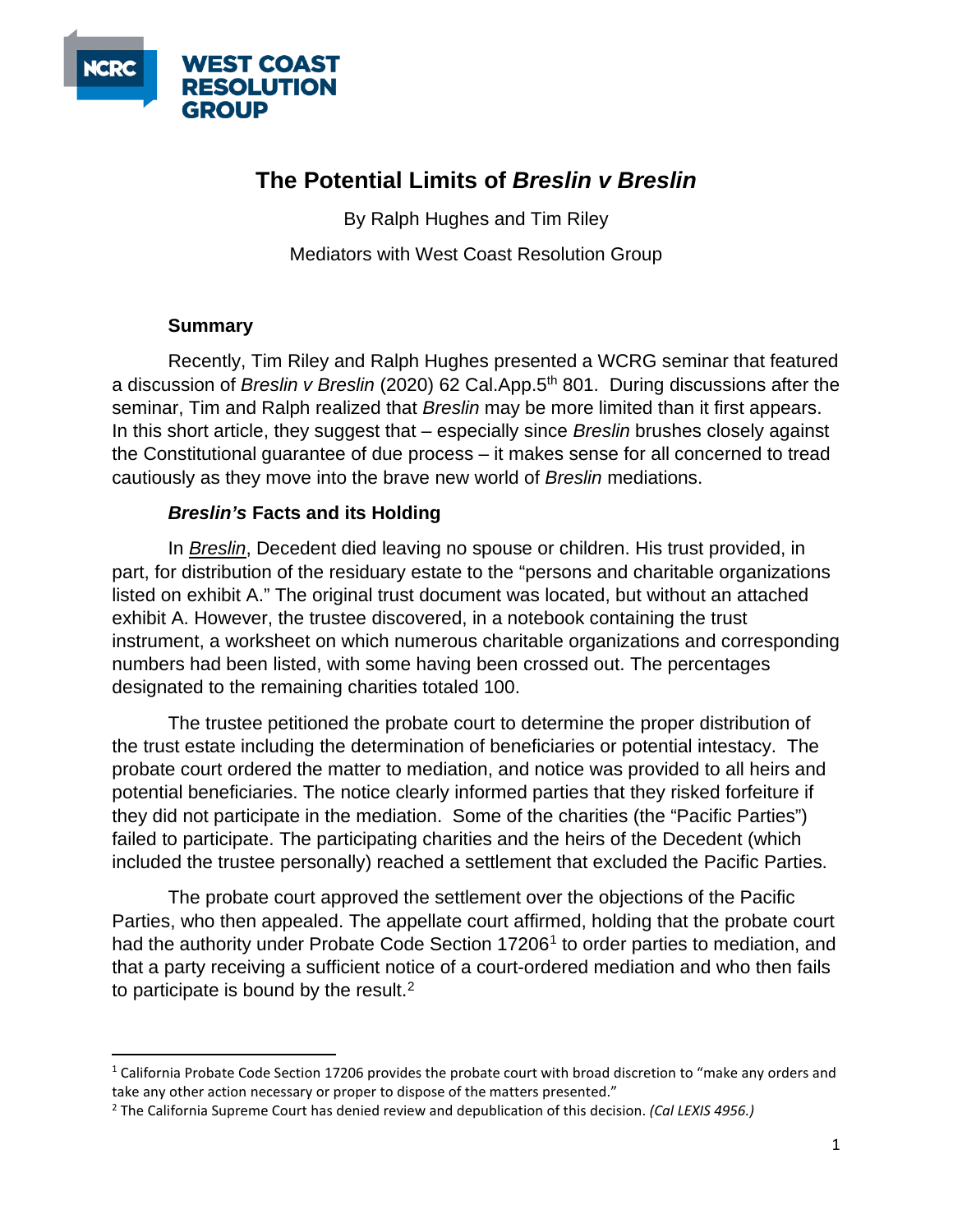NCRC WEST COAST RESOLUTION GROUP

# The Potential Limits of *Breslin v Breslin*

By Ralph Hughes and Tim Riley

Mediators with West Coast Resolution Group

### Summary

Recently, Tim Riley and Ralph Hughes presented a WCRG seminar that featured a discussion of *Breslin v Breslin* (2020) 62 Cal.App.5th 801. During discussions after the seminar, Tim and Ralph realized that *Breslin* may be more limited than it first appears. In this short article, they suggest that – especially since *Breslin* brushes closely against the Constitutional guarantee of due process – it makes sense for all concerned to tread cautiously as they move into the brave new world of *Breslin* mediations.

### *Breslin's* Facts and its Holding

In *Breslin*, Decedent died leaving no spouse or children. His trust provided, in part, for distribution of the residuary estate to the "persons and charitable organizations listed on exhibit A." The original trust document was located, but without an attached exhibit A. However, the trustee discovered, in a notebook containing the trust instrument, a worksheet on which numerous charitable organizations and corresponding numbers had been listed, with some having been crossed out. The percentages designated to the remaining charities totaled 100.

The trustee petitioned the probate court to determine the proper distribution of the trust estate including the determination of beneficiaries or potential intestacy. The probate court ordered the matter to mediation, and notice was provided to all heirs and potential beneficiaries. The notice clearly informed parties that they risked forfeiture if they did not participate in the mediation. Some of the charities (the "Pacific Parties") failed to participate. The participating charities and the heirs of the Decedent (which included the trustee personally) reached a settlement that excluded the Pacific Parties.

The probate court approved the settlement over the objections of the Pacific Parties, who then appealed. The appellate court affirmed, holding that the probate court had the authority under Probate Code Section 17206[1] to order parties to mediation, and that a party receiving a sufficient notice of a court-ordered mediation and who then fails to participate is bound by the result.[2]

---

[1] California Probate Code Section 17206 provides the probate court with broad discretion to "make any orders and take any other action necessary or proper to dispose of the matters presented."

[2] The California Supreme Court has denied review and depublication of this decision. *(Cal LEXIS 4956.)*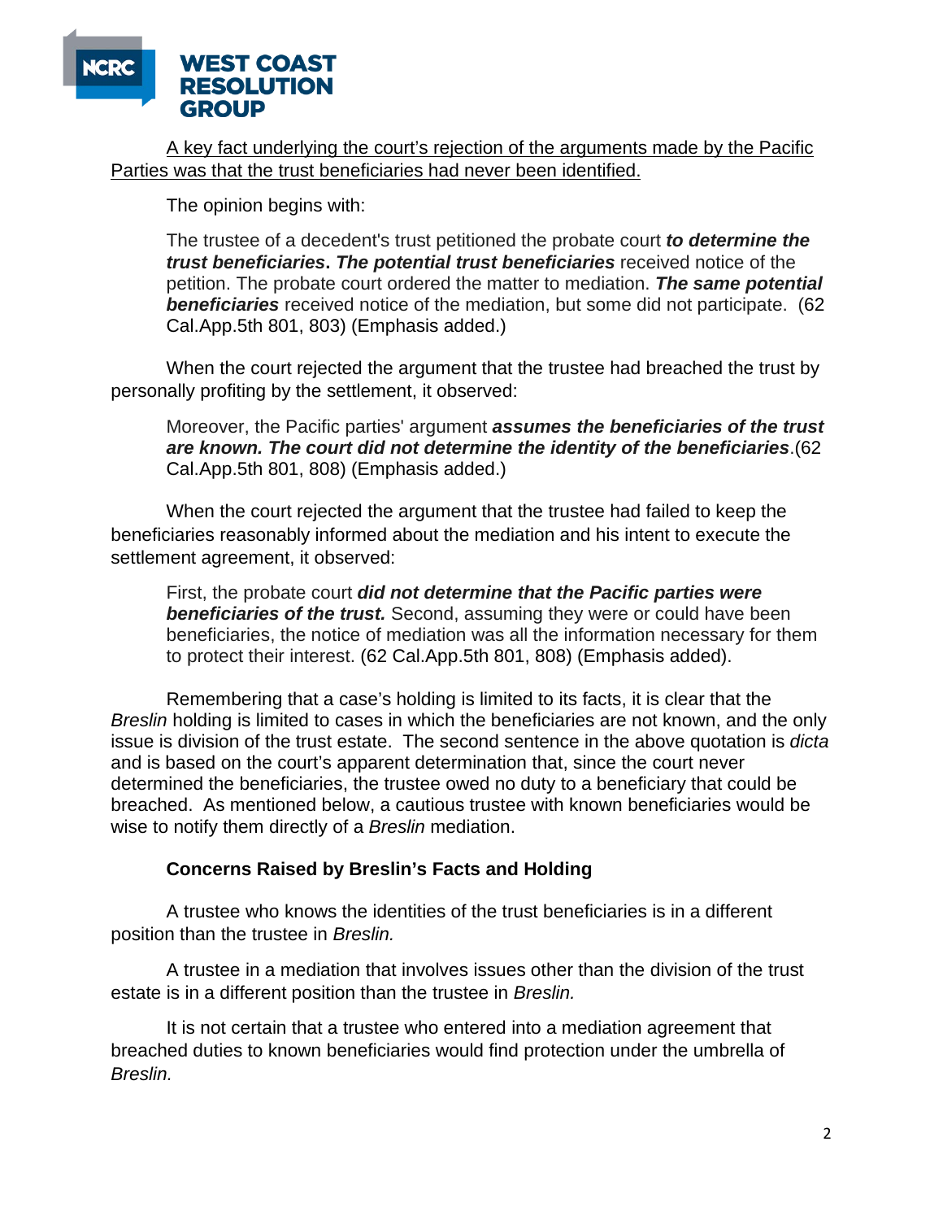<u>A key fact underlying the court's rejection of the arguments made by the Pacific Parties was that the trust beneficiaries had never been identified.</u>

The opinion begins with:

> The trustee of a decedent's trust petitioned the probate court ***to determine the trust beneficiaries*****.** ***The potential trust beneficiaries*** received notice of the petition. The probate court ordered the matter to mediation. ***The same potential beneficiaries*** received notice of the mediation, but some did not participate. (62 Cal.App.5th 801, 803) (Emphasis added.)

When the court rejected the argument that the trustee had breached the trust by personally profiting by the settlement, it observed:

> Moreover, the Pacific parties' argument ***assumes the beneficiaries of the trust are known. The court did not determine the identity of the beneficiaries***.(62 Cal.App.5th 801, 808) (Emphasis added.)

When the court rejected the argument that the trustee had failed to keep the beneficiaries reasonably informed about the mediation and his intent to execute the settlement agreement, it observed:

> First, the probate court ***did not determine that the Pacific parties were beneficiaries of the trust.*** Second, assuming they were or could have been beneficiaries, the notice of mediation was all the information necessary for them to protect their interest. (62 Cal.App.5th 801, 808) (Emphasis added).

Remembering that a case's holding is limited to its facts, it is clear that the *Breslin* holding is limited to cases in which the beneficiaries are not known, and the only issue is division of the trust estate. The second sentence in the above quotation is *dicta* and is based on the court's apparent determination that, since the court never determined the beneficiaries, the trustee owed no duty to a beneficiary that could be breached. As mentioned below, a cautious trustee with known beneficiaries would be wise to notify them directly of a *Breslin* mediation.

**Concerns Raised by Breslin's Facts and Holding**

A trustee who knows the identities of the trust beneficiaries is in a different position than the trustee in *Breslin.*

A trustee in a mediation that involves issues other than the division of the trust estate is in a different position than the trustee in *Breslin.*

It is not certain that a trustee who entered into a mediation agreement that breached duties to known beneficiaries would find protection under the umbrella of *Breslin.*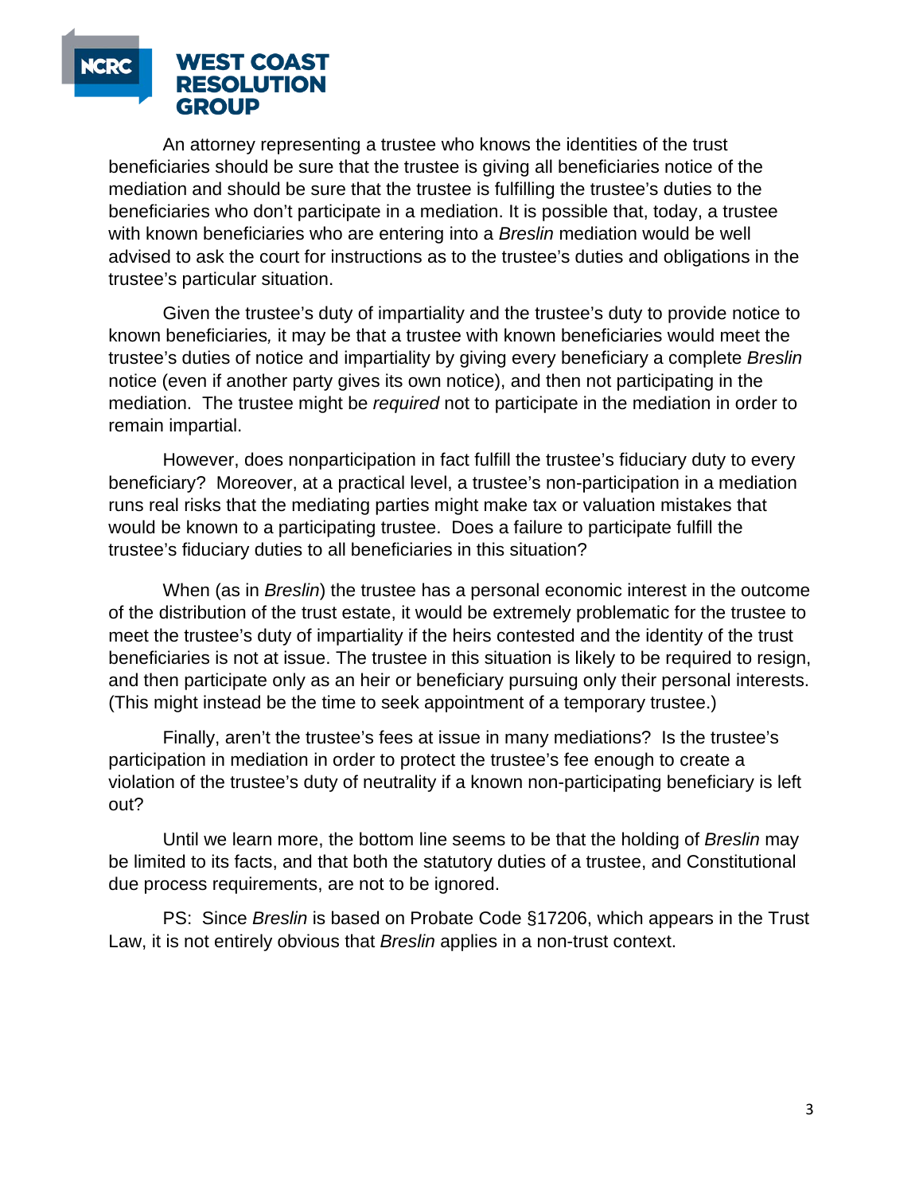An attorney representing a trustee who knows the identities of the trust beneficiaries should be sure that the trustee is giving all beneficiaries notice of the mediation and should be sure that the trustee is fulfilling the trustee's duties to the beneficiaries who don't participate in a mediation. It is possible that, today, a trustee with known beneficiaries who are entering into a *Breslin* mediation would be well advised to ask the court for instructions as to the trustee's duties and obligations in the trustee's particular situation.

Given the trustee's duty of impartiality and the trustee's duty to provide notice to known beneficiaries*,* it may be that a trustee with known beneficiaries would meet the trustee's duties of notice and impartiality by giving every beneficiary a complete *Breslin* notice (even if another party gives its own notice), and then not participating in the mediation. The trustee might be *required* not to participate in the mediation in order to remain impartial.

However, does nonparticipation in fact fulfill the trustee's fiduciary duty to every beneficiary? Moreover, at a practical level, a trustee's non-participation in a mediation runs real risks that the mediating parties might make tax or valuation mistakes that would be known to a participating trustee. Does a failure to participate fulfill the trustee's fiduciary duties to all beneficiaries in this situation?

When (as in *Breslin*) the trustee has a personal economic interest in the outcome of the distribution of the trust estate, it would be extremely problematic for the trustee to meet the trustee's duty of impartiality if the heirs contested and the identity of the trust beneficiaries is not at issue. The trustee in this situation is likely to be required to resign, and then participate only as an heir or beneficiary pursuing only their personal interests. (This might instead be the time to seek appointment of a temporary trustee.)

Finally, aren't the trustee's fees at issue in many mediations? Is the trustee's participation in mediation in order to protect the trustee's fee enough to create a violation of the trustee's duty of neutrality if a known non-participating beneficiary is left out?

Until we learn more, the bottom line seems to be that the holding of *Breslin* may be limited to its facts, and that both the statutory duties of a trustee, and Constitutional due process requirements, are not to be ignored.

PS: Since *Breslin* is based on Probate Code §17206, which appears in the Trust Law, it is not entirely obvious that *Breslin* applies in a non-trust context.